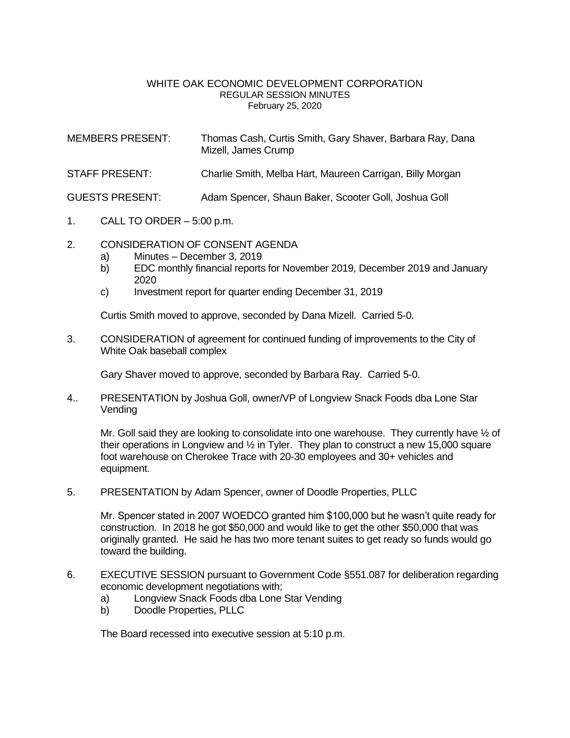# WHITE OAK ECONOMIC DEVELOPMENT CORPORATION
## REGULAR SESSION MINUTES
February 25, 2020

MEMBERS PRESENT: Thomas Cash, Curtis Smith, Gary Shaver, Barbara Ray, Dana Mizell, James Crump

STAFF PRESENT: Charlie Smith, Melba Hart, Maureen Carrigan, Billy Morgan

GUESTS PRESENT: Adam Spencer, Shaun Baker, Scooter Goll, Joshua Goll

1. CALL TO ORDER – 5:00 p.m.

2. CONSIDERATION OF CONSENT AGENDA
   a) Minutes – December 3, 2019
   b) EDC monthly financial reports for November 2019, December 2019 and January 2020
   c) Investment report for quarter ending December 31, 2019

   Curtis Smith moved to approve, seconded by Dana Mizell. Carried 5-0.

3. CONSIDERATION of agreement for continued funding of improvements to the City of White Oak baseball complex

   Gary Shaver moved to approve, seconded by Barbara Ray. Carried 5-0.

4.. PRESENTATION by Joshua Goll, owner/VP of Longview Snack Foods dba Lone Star Vending

   Mr. Goll said they are looking to consolidate into one warehouse. They currently have ½ of their operations in Longview and ½ in Tyler. They plan to construct a new 15,000 square foot warehouse on Cherokee Trace with 20-30 employees and 30+ vehicles and equipment.

5. PRESENTATION by Adam Spencer, owner of Doodle Properties, PLLC

   Mr. Spencer stated in 2007 WOEDCO granted him $100,000 but he wasn't quite ready for construction. In 2018 he got $50,000 and would like to get the other $50,000 that was originally granted. He said he has two more tenant suites to get ready so funds would go toward the building.

6. EXECUTIVE SESSION pursuant to Government Code §551.087 for deliberation regarding economic development negotiations with;
   a) Longview Snack Foods dba Lone Star Vending
   b) Doodle Properties, PLLC

   The Board recessed into executive session at 5:10 p.m.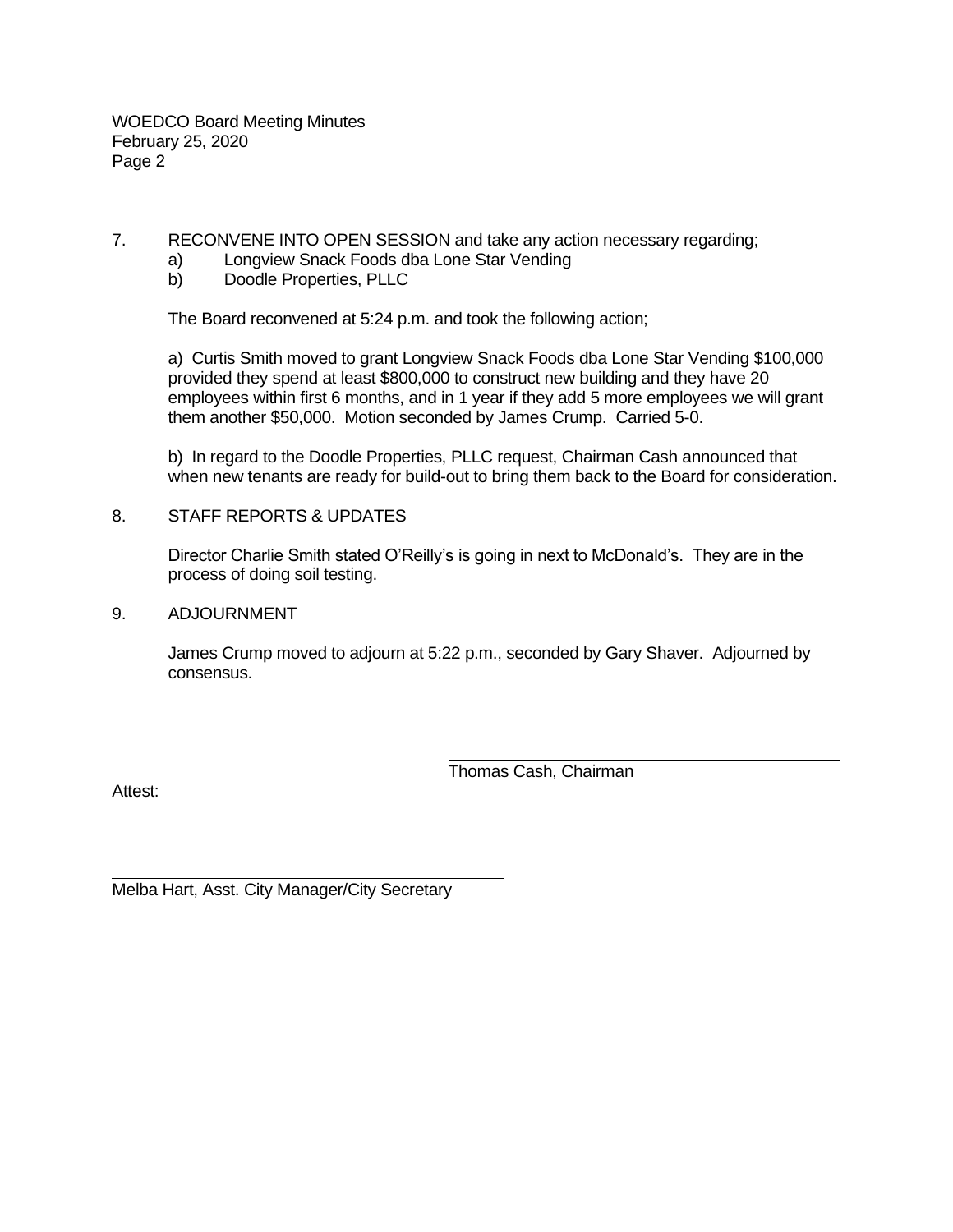7. RECONVENE INTO OPEN SESSION and take any action necessary regarding;
   a) Longview Snack Foods dba Lone Star Vending
   b) Doodle Properties, PLLC

   The Board reconvened at 5:24 p.m. and took the following action;

   a) Curtis Smith moved to grant Longview Snack Foods dba Lone Star Vending $100,000 provided they spend at least $800,000 to construct new building and they have 20 employees within first 6 months, and in 1 year if they add 5 more employees we will grant them another $50,000. Motion seconded by James Crump. Carried 5-0.

   b) In regard to the Doodle Properties, PLLC request, Chairman Cash announced that when new tenants are ready for build-out to bring them back to the Board for consideration.

8. STAFF REPORTS & UPDATES

   Director Charlie Smith stated O'Reilly's is going in next to McDonald's. They are in the process of doing soil testing.

9. ADJOURNMENT

   James Crump moved to adjourn at 5:22 p.m., seconded by Gary Shaver. Adjourned by consensus.

\_\_\_\_\_\_\_\_\_\_\_\_\_\_\_\_\_\_\_\_\_\_\_\_\_\_\_\_\_\_\_\_\_\_\_\_\_\_\_\_
Thomas Cash, Chairman

Attest:

\_\_\_\_\_\_\_\_\_\_\_\_\_\_\_\_\_\_\_\_\_\_\_\_\_\_\_\_\_\_\_\_\_\_\_\_\_\_\_\_
Melba Hart, Asst. City Manager/City Secretary